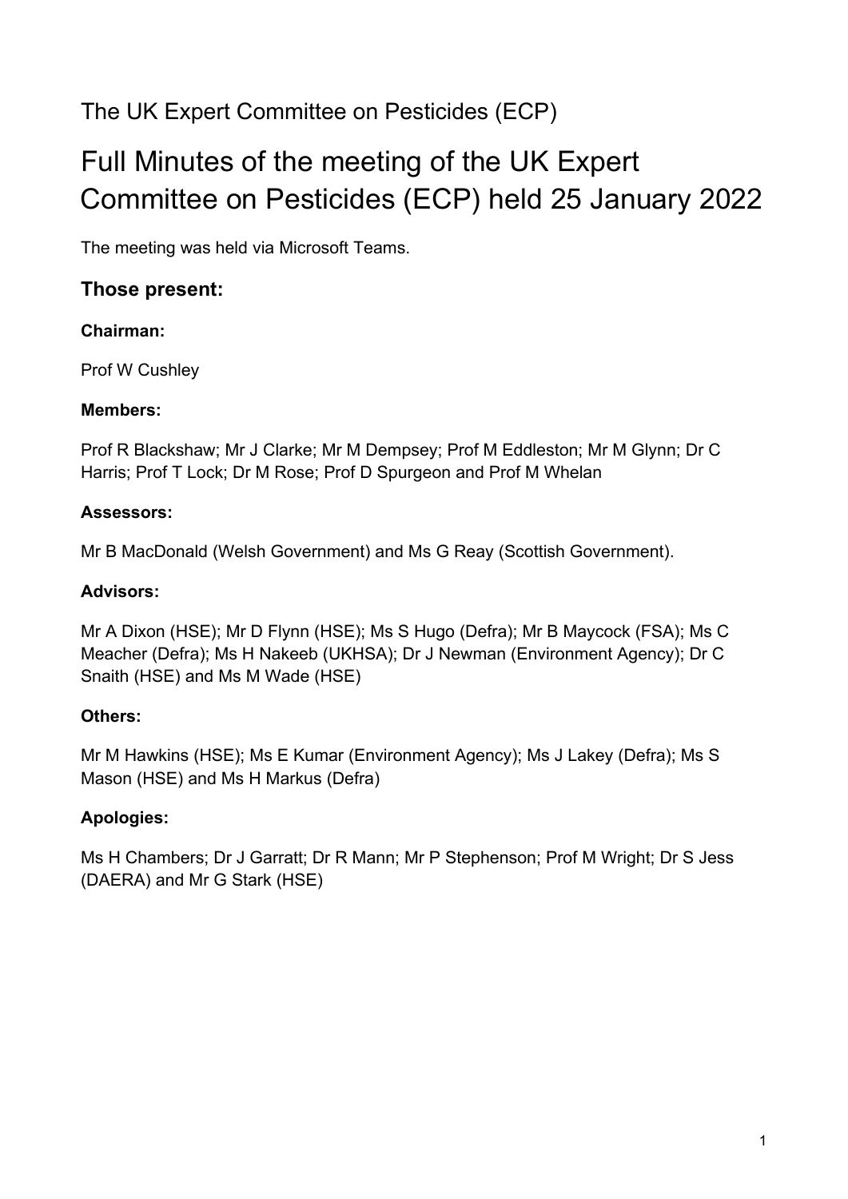The UK Expert Committee on Pesticides (ECP)

# Full Minutes of the meeting of the UK Expert Committee on Pesticides (ECP) held 25 January 2022

The meeting was held via Microsoft Teams.

## Those present:

### Chairman:

Prof W Cushley

### Members:

Prof R Blackshaw; Mr J Clarke; Mr M Dempsey; Prof M Eddleston; Mr M Glynn; Dr C Harris; Prof T Lock; Dr M Rose; Prof D Spurgeon and Prof M Whelan

### Assessors:

Mr B MacDonald (Welsh Government) and Ms G Reay (Scottish Government).

### Advisors:

Mr A Dixon (HSE); Mr D Flynn (HSE); Ms S Hugo (Defra); Mr B Maycock (FSA); Ms C Meacher (Defra); Ms H Nakeeb (UKHSA); Dr J Newman (Environment Agency); Dr C Snaith (HSE) and Ms M Wade (HSE)

### Others:

Mr M Hawkins (HSE); Ms E Kumar (Environment Agency); Ms J Lakey (Defra); Ms S Mason (HSE) and Ms H Markus (Defra)

### Apologies:

Ms H Chambers; Dr J Garratt; Dr R Mann; Mr P Stephenson; Prof M Wright; Dr S Jess (DAERA) and Mr G Stark (HSE)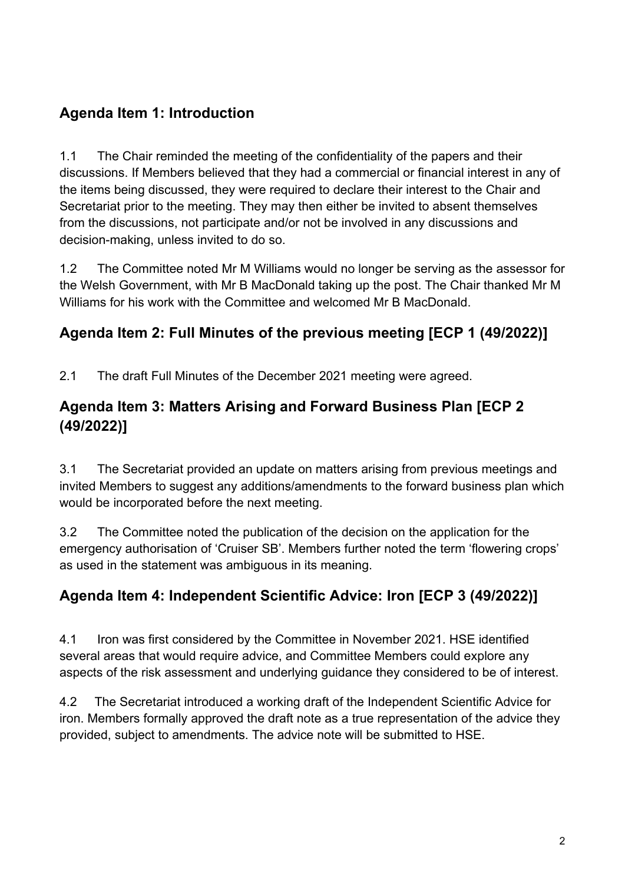## Agenda Item 1: Introduction

1.1 The Chair reminded the meeting of the confidentiality of the papers and their discussions. If Members believed that they had a commercial or financial interest in any of the items being discussed, they were required to declare their interest to the Chair and Secretariat prior to the meeting. They may then either be invited to absent themselves from the discussions, not participate and/or not be involved in any discussions and decision-making, unless invited to do so.

1.2 The Committee noted Mr M Williams would no longer be serving as the assessor for the Welsh Government, with Mr B MacDonald taking up the post. The Chair thanked Mr M Williams for his work with the Committee and welcomed Mr B MacDonald.

## Agenda Item 2: Full Minutes of the previous meeting [ECP 1 (49/2022)]

2.1 The draft Full Minutes of the December 2021 meeting were agreed.

## Agenda Item 3: Matters Arising and Forward Business Plan [ECP 2 (49/2022)]

3.1 The Secretariat provided an update on matters arising from previous meetings and invited Members to suggest any additions/amendments to the forward business plan which would be incorporated before the next meeting.

3.2 The Committee noted the publication of the decision on the application for the emergency authorisation of 'Cruiser SB'. Members further noted the term 'flowering crops' as used in the statement was ambiguous in its meaning.

## Agenda Item 4: Independent Scientific Advice: Iron [ECP 3 (49/2022)]

4.1 Iron was first considered by the Committee in November 2021. HSE identified several areas that would require advice, and Committee Members could explore any aspects of the risk assessment and underlying guidance they considered to be of interest.

4.2 The Secretariat introduced a working draft of the Independent Scientific Advice for iron. Members formally approved the draft note as a true representation of the advice they provided, subject to amendments. The advice note will be submitted to HSE.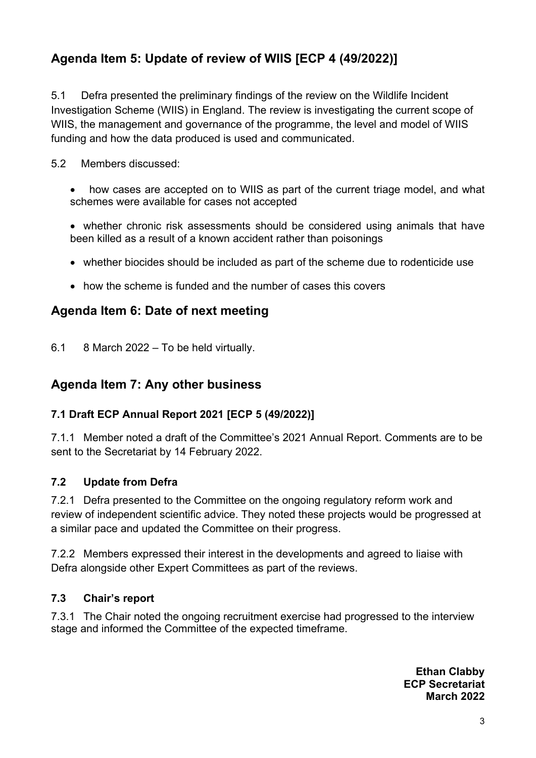## Agenda Item 5: Update of review of WIIS [ECP 4 (49/2022)]

5.1 Defra presented the preliminary findings of the review on the Wildlife Incident Investigation Scheme (WIIS) in England. The review is investigating the current scope of WIIS, the management and governance of the programme, the level and model of WIIS funding and how the data produced is used and communicated.

5.2 Members discussed:

- how cases are accepted on to WIIS as part of the current triage model, and what schemes were available for cases not accepted
- whether chronic risk assessments should be considered using animals that have been killed as a result of a known accident rather than poisonings
- whether biocides should be included as part of the scheme due to rodenticide use
- how the scheme is funded and the number of cases this covers

## Agenda Item 6: Date of next meeting

6.1 8 March 2022 – To be held virtually.

## Agenda Item 7: Any other business

### 7.1 Draft ECP Annual Report 2021 [ECP 5 (49/2022)]

7.1.1 Member noted a draft of the Committee's 2021 Annual Report. Comments are to be sent to the Secretariat by 14 February 2022.

### 7.2 Update from Defra

7.2.1 Defra presented to the Committee on the ongoing regulatory reform work and review of independent scientific advice. They noted these projects would be progressed at a similar pace and updated the Committee on their progress.

7.2.2 Members expressed their interest in the developments and agreed to liaise with Defra alongside other Expert Committees as part of the reviews.

### 7.3 Chair's report

7.3.1 The Chair noted the ongoing recruitment exercise had progressed to the interview stage and informed the Committee of the expected timeframe.

**Ethan Clabby**
**ECP Secretariat**
**March 2022**